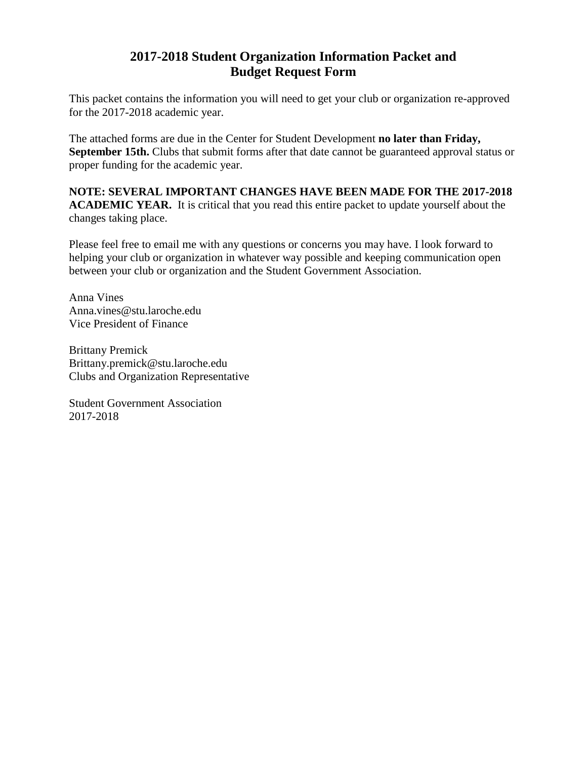# 2017-2018 Student Organization Information Packet and Budget Request Form

This packet contains the information you will need to get your club or organization re-approved for the 2017-2018 academic year.

The attached forms are due in the Center for Student Development **no later than Friday, September 15th.** Clubs that submit forms after that date cannot be guaranteed approval status or proper funding for the academic year.

**NOTE: SEVERAL IMPORTANT CHANGES HAVE BEEN MADE FOR THE 2017-2018 ACADEMIC YEAR.** It is critical that you read this entire packet to update yourself about the changes taking place.

Please feel free to email me with any questions or concerns you may have. I look forward to helping your club or organization in whatever way possible and keeping communication open between your club or organization and the Student Government Association.

Anna Vines
Anna.vines@stu.laroche.edu
Vice President of Finance

Brittany Premick
Brittany.premick@stu.laroche.edu
Clubs and Organization Representative

Student Government Association
2017-2018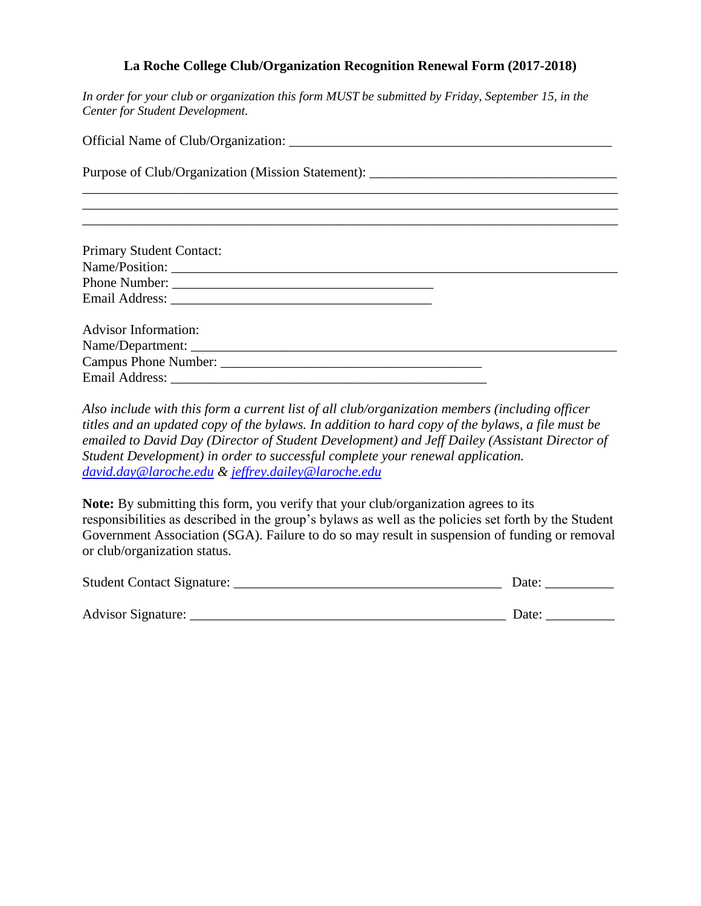**La Roche College Club/Organization Recognition Renewal Form (2017-2018)**

*In order for your club or organization this form MUST be submitted by Friday, September 15, in the Center for Student Development.*

Official Name of Club/Organization: ________________________________________________

Purpose of Club/Organization (Mission Statement): ____________________________________
________________________________________________________________________________
________________________________________________________________________________
________________________________________________________________________________

Primary Student Contact:
Name/Position: __________________________________________________________________
Phone Number: _______________________________________
Email Address: _______________________________________

Advisor Information:
Name/Department: _______________________________________________________________
Campus Phone Number: _____________________________________
Email Address: _______________________________________________

*Also include with this form a current list of all club/organization members (including officer titles and an updated copy of the bylaws. In addition to hard copy of the bylaws, a file must be emailed to David Day (Director of Student Development) and Jeff Dailey (Assistant Director of Student Development) in order to successful complete your renewal application.* *david.day@laroche.edu & jeffrey.dailey@laroche.edu*

**Note:** By submitting this form, you verify that your club/organization agrees to its responsibilities as described in the group's bylaws as well as the policies set forth by the Student Government Association (SGA). Failure to do so may result in suspension of funding or removal or club/organization status.

Student Contact Signature: ________________________________________ Date: __________

Advisor Signature: _______________________________________________ Date: __________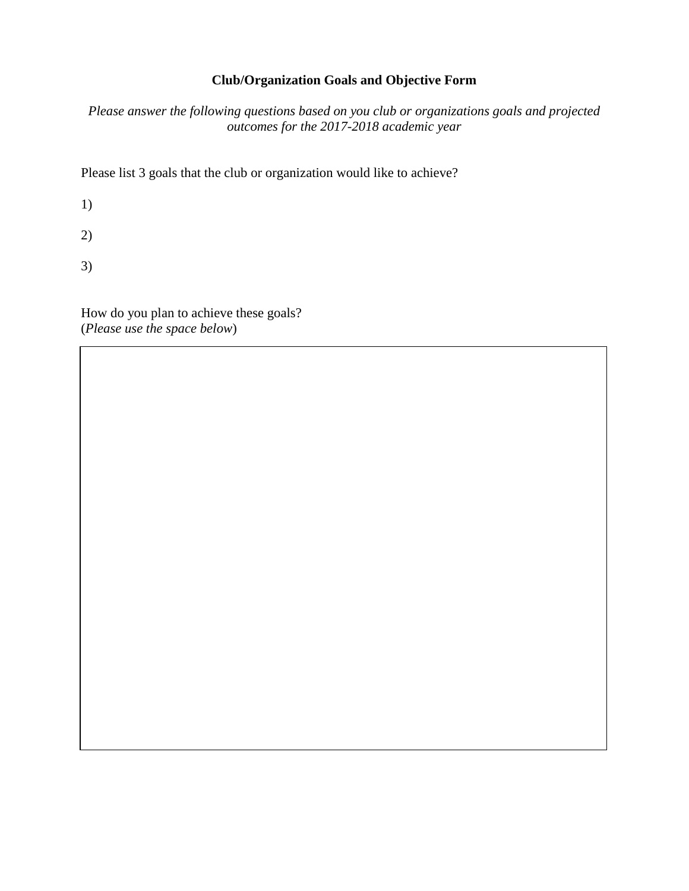**Club/Organization Goals and Objective Form**

*Please answer the following questions based on you club or organizations goals and projected outcomes for the 2017-2018 academic year*

Please list 3 goals that the club or organization would like to achieve?

1)

2)

3)

How do you plan to achieve these goals?
(*Please use the space below*)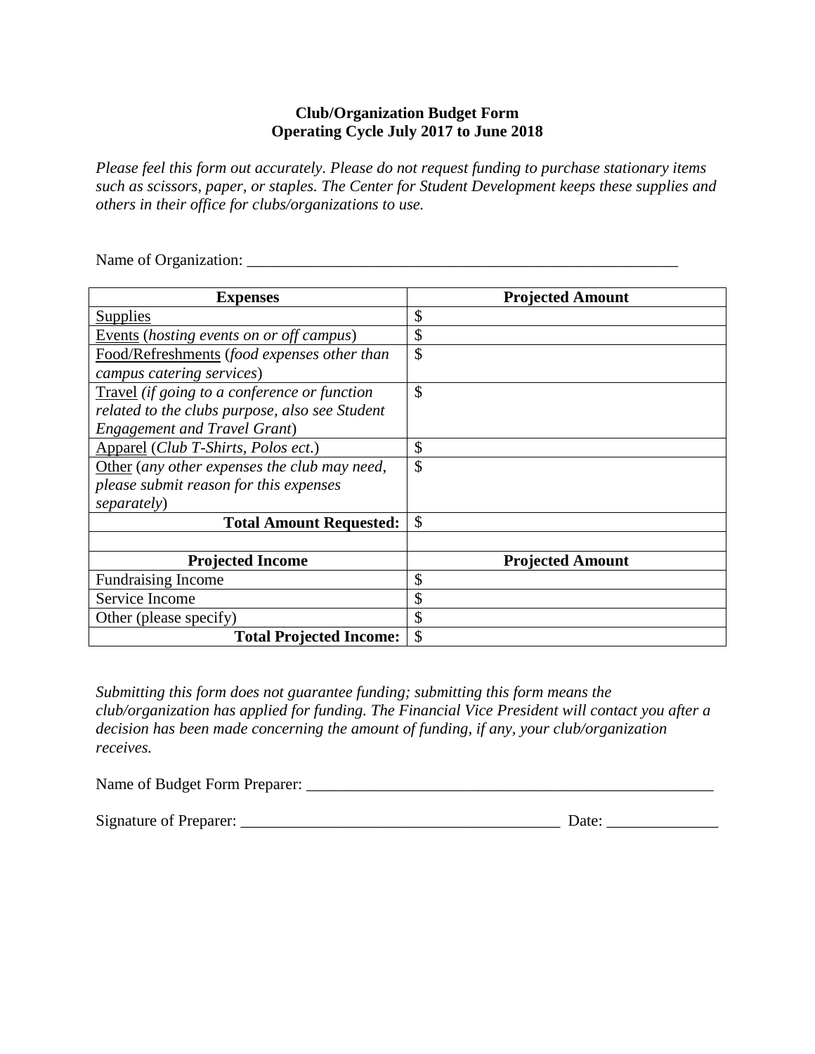**Club/Organization Budget Form**
**Operating Cycle July 2017 to June 2018**

*Please feel this form out accurately. Please do not request funding to purchase stationary items such as scissors, paper, or staples. The Center for Student Development keeps these supplies and others in their office for clubs/organizations to use.*

Name of Organization: ___________________________________________________________

| **Expenses** | **Projected Amount** |
|---|---|
| <u>Supplies</u> | $ |
| <u>Events</u> (*hosting events on or off campus*) | $ |
| <u>Food/Refreshments</u> (*food expenses other than campus catering services*) | $ |
| <u>Travel</u> *(if going to a conference or function related to the clubs purpose, also see Student Engagement and Travel Grant*) | $ |
| <u>Apparel</u> (*Club T-Shirts, Polos ect*.) | $ |
| <u>Other</u> (*any other expenses the club may need, please submit reason for this expenses separately*) | $ |
| **Total Amount Requested:** | $ |
| | |
| **Projected Income** | **Projected Amount** |
| Fundraising Income | $ |
| Service Income | $ |
| Other (please specify) | $ |
| **Total Projected Income:** | $ |

*Submitting this form does not guarantee funding; submitting this form means the club/organization has applied for funding. The Financial Vice President will contact you after a decision has been made concerning the amount of funding, if any, your club/organization receives.*

Name of Budget Form Preparer: ______________________________________________________

Signature of Preparer: __________________________________________ Date: ______________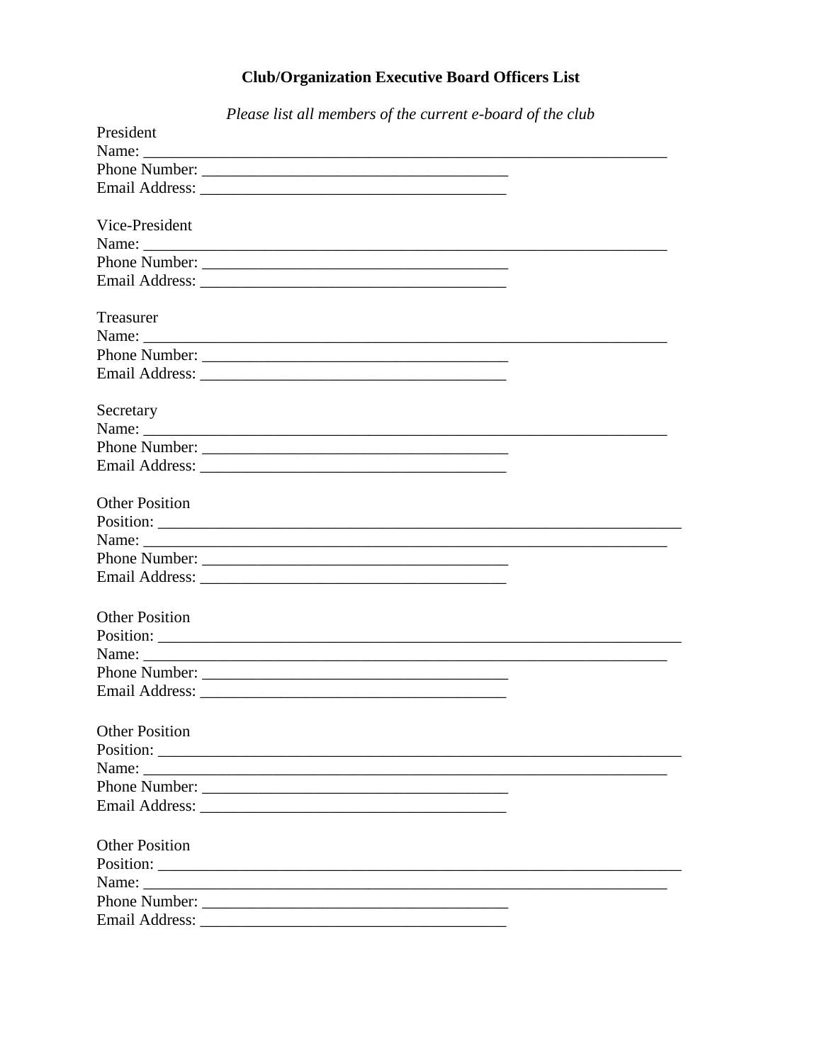# Club/Organization Executive Board Officers List

*Please list all members of the current e-board of the club*

President
Name: ____________________________________________________________________
Phone Number: ________________________________________
Email Address: ________________________________________

Vice-President
Name: ____________________________________________________________________
Phone Number: ________________________________________
Email Address: ________________________________________

Treasurer
Name: ____________________________________________________________________
Phone Number: ________________________________________
Email Address: ________________________________________

Secretary
Name: ____________________________________________________________________
Phone Number: ________________________________________
Email Address: ________________________________________

Other Position
Position: ____________________________________________________________________
Name: ____________________________________________________________________
Phone Number: ________________________________________
Email Address: ________________________________________

Other Position
Position: ____________________________________________________________________
Name: ____________________________________________________________________
Phone Number: ________________________________________
Email Address: ________________________________________

Other Position
Position: ____________________________________________________________________
Name: ____________________________________________________________________
Phone Number: ________________________________________
Email Address: ________________________________________

Other Position
Position: ____________________________________________________________________
Name: ____________________________________________________________________
Phone Number: ________________________________________
Email Address: ________________________________________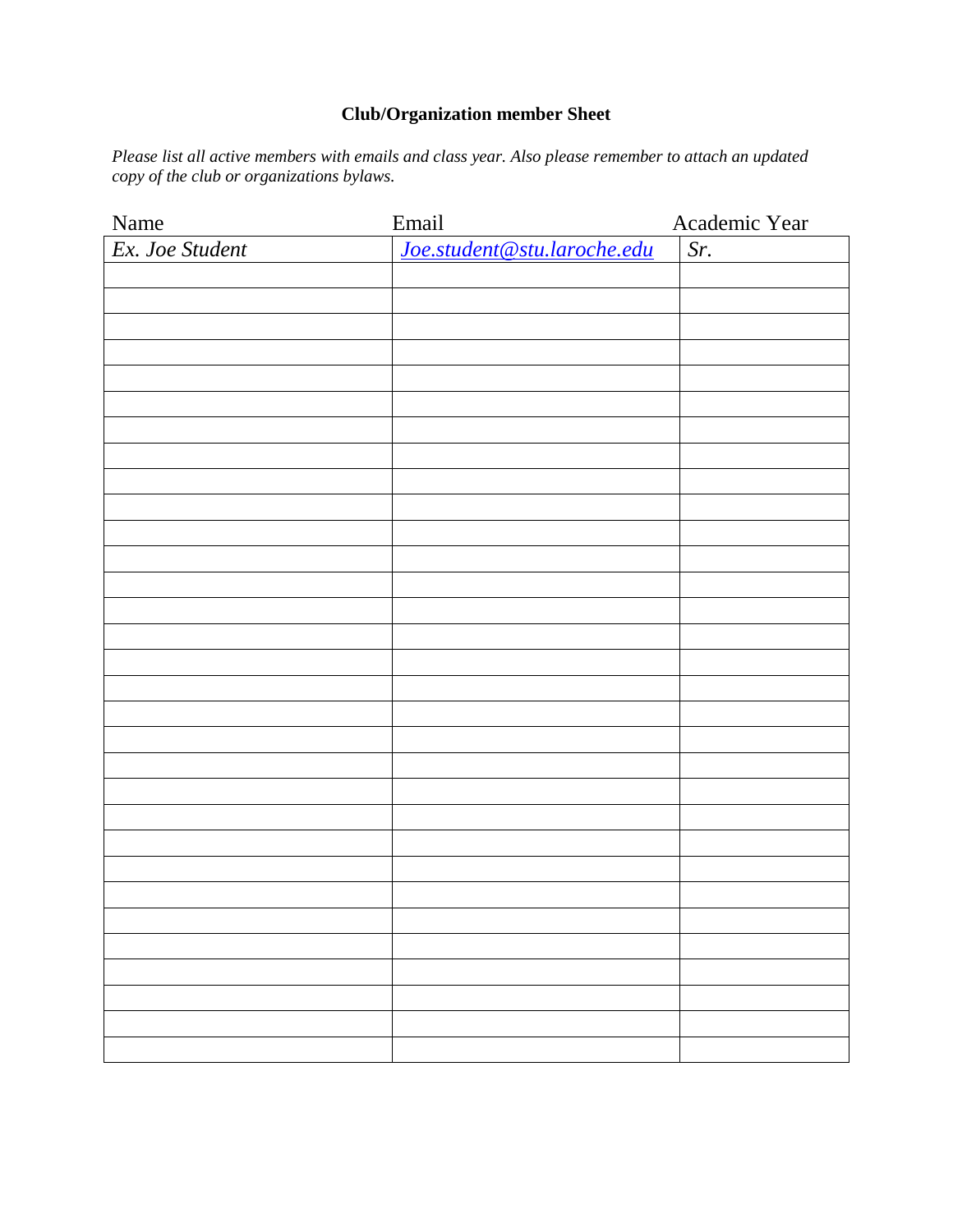**Club/Organization member Sheet**

*Please list all active members with emails and class year. Also please remember to attach an updated copy of the club or organizations bylaws.*

| Name | Email | Academic Year |
|---|---|---|
| *Ex. Joe Student* | *Joe.student@stu.laroche.edu* | *Sr.* |
| | | |
| | | |
| | | |
| | | |
| | | |
| | | |
| | | |
| | | |
| | | |
| | | |
| | | |
| | | |
| | | |
| | | |
| | | |
| | | |
| | | |
| | | |
| | | |
| | | |
| | | |
| | | |
| | | |
| | | |
| | | |
| | | |
| | | |
| | | |
| | | |
| | | |